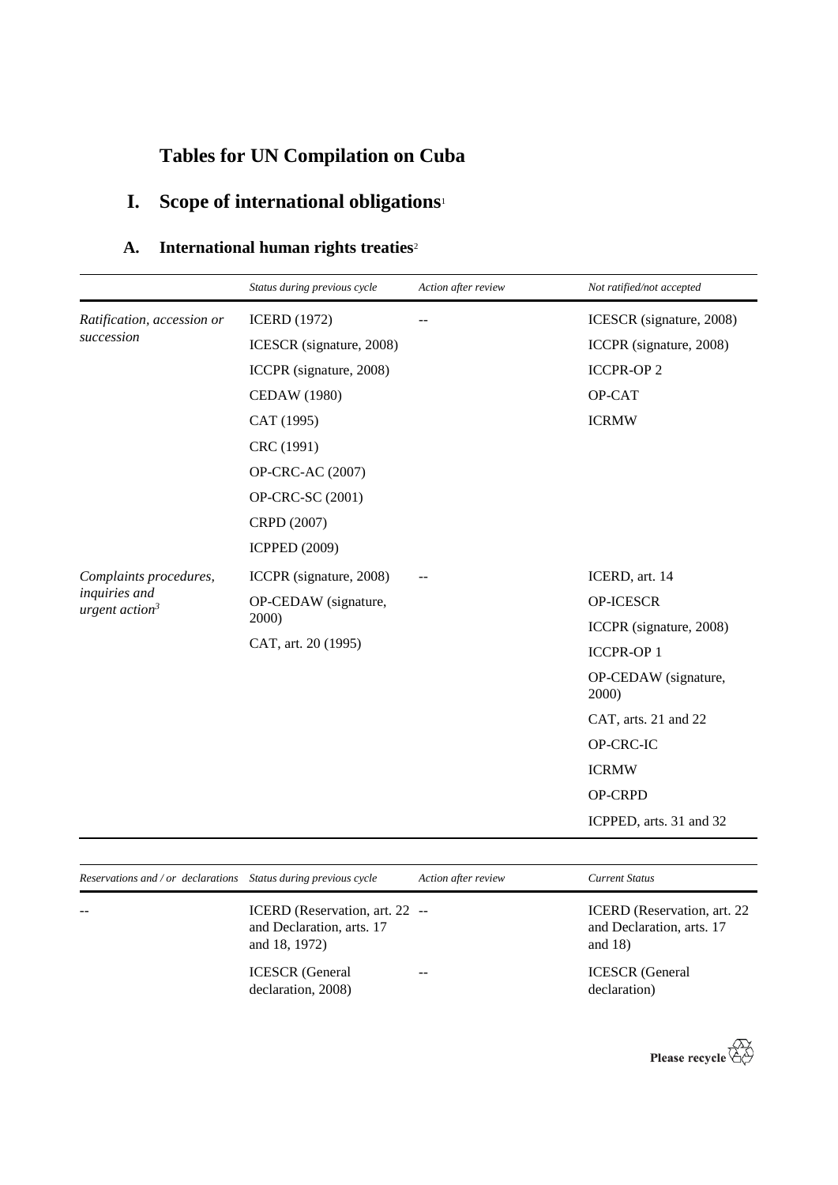# Tables for UN Compilation on Cuba

## I. Scope of international obligations[1]

### A. International human rights treaties[2]

| | *Status during previous cycle* | *Action after review* | *Not ratified/not accepted* |
|---|---|---|---|
| *Ratification, accession or succession* | ICERD (1972)<br>ICESCR (signature, 2008)<br>ICCPR (signature, 2008)<br>CEDAW (1980)<br>CAT (1995)<br>CRC (1991)<br>OP-CRC-AC (2007)<br>OP-CRC-SC (2001)<br>CRPD (2007)<br>ICPPED (2009) | -- | ICESCR (signature, 2008)<br>ICCPR (signature, 2008)<br>ICCPR-OP 2<br>OP-CAT<br>ICRMW |
| *Complaints procedures, inquiries and urgent action*[3] | ICCPR (signature, 2008)<br>OP-CEDAW (signature, 2000)<br>CAT, art. 20 (1995) | -- | ICERD, art. 14<br>OP-ICESCR<br>ICCPR (signature, 2008)<br>ICCPR-OP 1<br>OP-CEDAW (signature, 2000)<br>CAT, arts. 21 and 22<br>OP-CRC-IC<br>ICRMW<br>OP-CRPD<br>ICPPED, arts. 31 and 32 |

| *Reservations and / or declarations* | *Status during previous cycle* | *Action after review* | *Current Status* |
|---|---|---|---|
| -- | ICERD (Reservation, art. 22 and Declaration, arts. 17 and 18, 1972) | -- | ICERD (Reservation, art. 22 and Declaration, arts. 17 and 18) |
| | ICESCR (General declaration, 2008) | -- | ICESCR (General declaration) |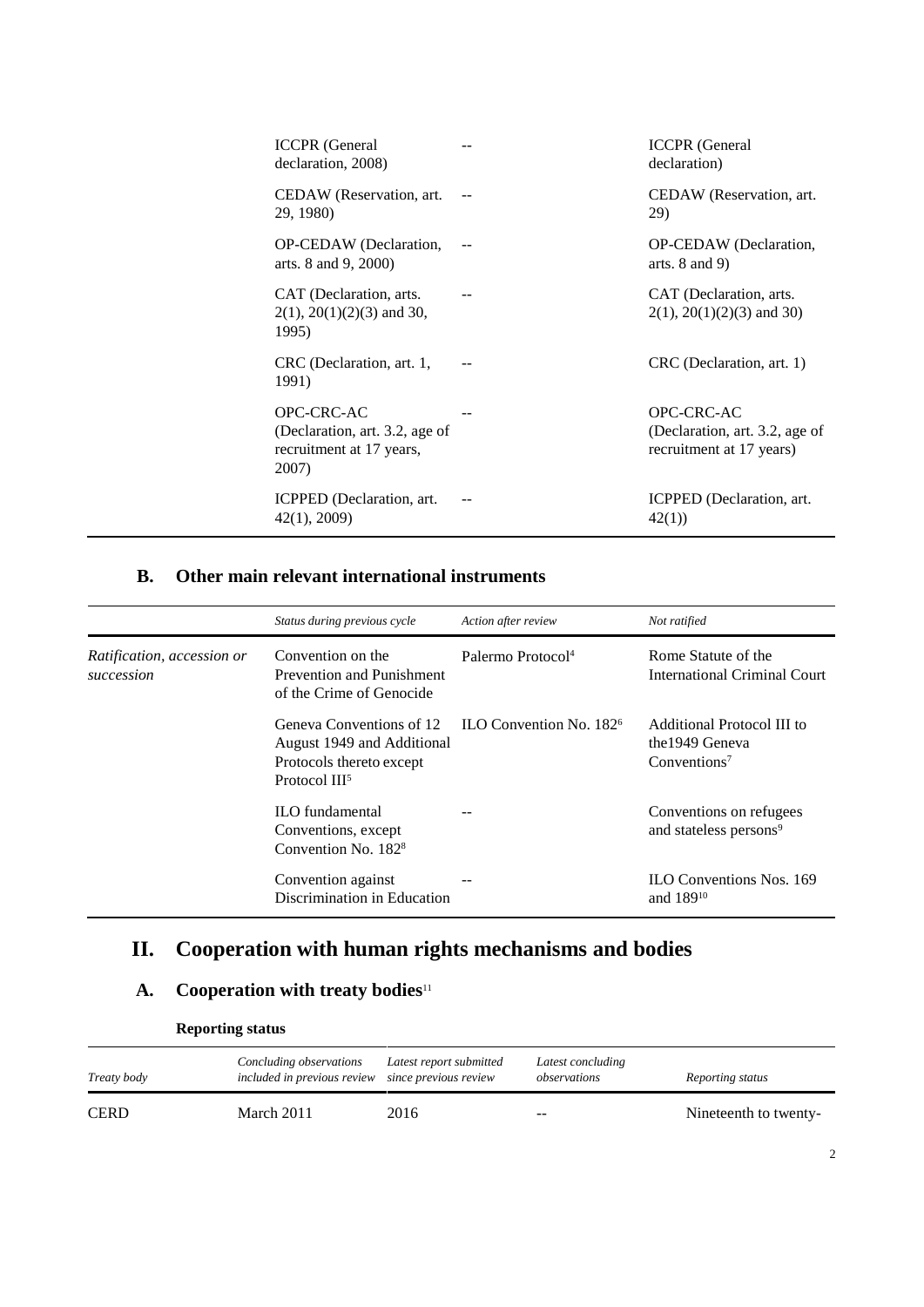| | | |
|---|---|---|
| ICCPR (General declaration, 2008) | -- | ICCPR (General declaration) |
| CEDAW (Reservation, art. 29, 1980) | -- | CEDAW (Reservation, art. 29) |
| OP-CEDAW (Declaration, arts. 8 and 9, 2000) | -- | OP-CEDAW (Declaration, arts. 8 and 9) |
| CAT (Declaration, arts. 2(1), 20(1)(2)(3) and 30, 1995) | -- | CAT (Declaration, arts. 2(1), 20(1)(2)(3) and 30) |
| CRC (Declaration, art. 1, 1991) | -- | CRC (Declaration, art. 1) |
| OPC-CRC-AC (Declaration, art. 3.2, age of recruitment at 17 years, 2007) | -- | OPC-CRC-AC (Declaration, art. 3.2, age of recruitment at 17 years) |
| ICPPED (Declaration, art. 42(1), 2009) | -- | ICPPED (Declaration, art. 42(1)) |

## B. Other main relevant international instruments

| | *Status during previous cycle* | *Action after review* | *Not ratified* |
|---|---|---|---|
| *Ratification, accession or succession* | Convention on the Prevention and Punishment of the Crime of Genocide | Palermo Protocol[4] | Rome Statute of the International Criminal Court |
| | Geneva Conventions of 12 August 1949 and Additional Protocols thereto except Protocol III[5] | ILO Convention No. 182[6] | Additional Protocol III to the1949 Geneva Conventions[7] |
| | ILO fundamental Conventions, except Convention No. 182[8] | -- | Conventions on refugees and stateless persons[9] |
| | Convention against Discrimination in Education | -- | ILO Conventions Nos. 169 and 189[10] |

# II. Cooperation with human rights mechanisms and bodies

## A. Cooperation with treaty bodies[11]

### Reporting status

| *Treaty body* | *Concluding observations included in previous review* | *Latest report submitted since previous review* | *Latest concluding observations* | *Reporting status* |
|---|---|---|---|---|
| CERD | March 2011 | 2016 | -- | Nineteenth to twenty- |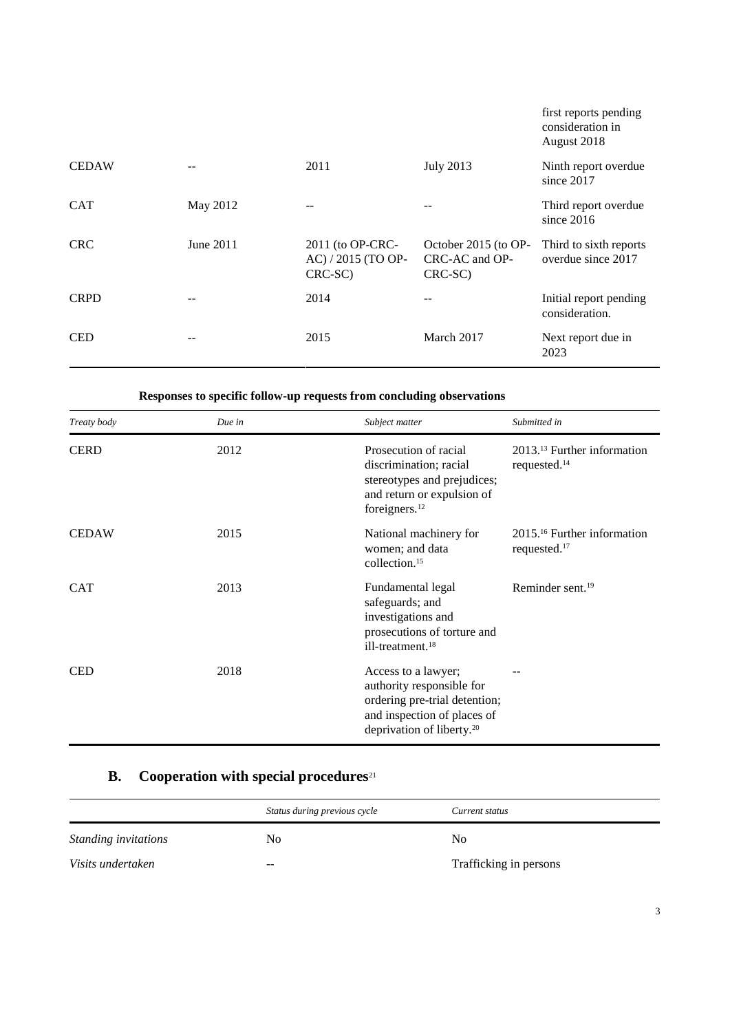| | | | | |
|---|---|---|---|---|
| | | | | first reports pending consideration in August 2018 |
| CEDAW | -- | 2011 | July 2013 | Ninth report overdue since 2017 |
| CAT | May 2012 | -- | -- | Third report overdue since 2016 |
| CRC | June 2011 | 2011 (to OP-CRC-AC) / 2015 (TO OP-CRC-SC) | October 2015 (to OP-CRC-AC and OP-CRC-SC) | Third to sixth reports overdue since 2017 |
| CRPD | -- | 2014 | -- | Initial report pending consideration. |
| CED | -- | 2015 | March 2017 | Next report due in 2023 |

**Responses to specific follow-up requests from concluding observations**

| *Treaty body* | *Due in* | *Subject matter* | *Submitted in* |
|---|---|---|---|
| CERD | 2012 | Prosecution of racial discrimination; racial stereotypes and prejudices; and return or expulsion of foreigners.[12] | 2013.[13] Further information requested.[14] |
| CEDAW | 2015 | National machinery for women; and data collection.[15] | 2015.[16] Further information requested.[17] |
| CAT | 2013 | Fundamental legal safeguards; and investigations and prosecutions of torture and ill-treatment.[18] | Reminder sent.[19] |
| CED | 2018 | Access to a lawyer; authority responsible for ordering pre-trial detention; and inspection of places of deprivation of liberty.[20] | -- |

## B. Cooperation with special procedures[21]

| | *Status during previous cycle* | *Current status* |
|---|---|---|
| *Standing invitations* | No | No |
| *Visits undertaken* | -- | Trafficking in persons |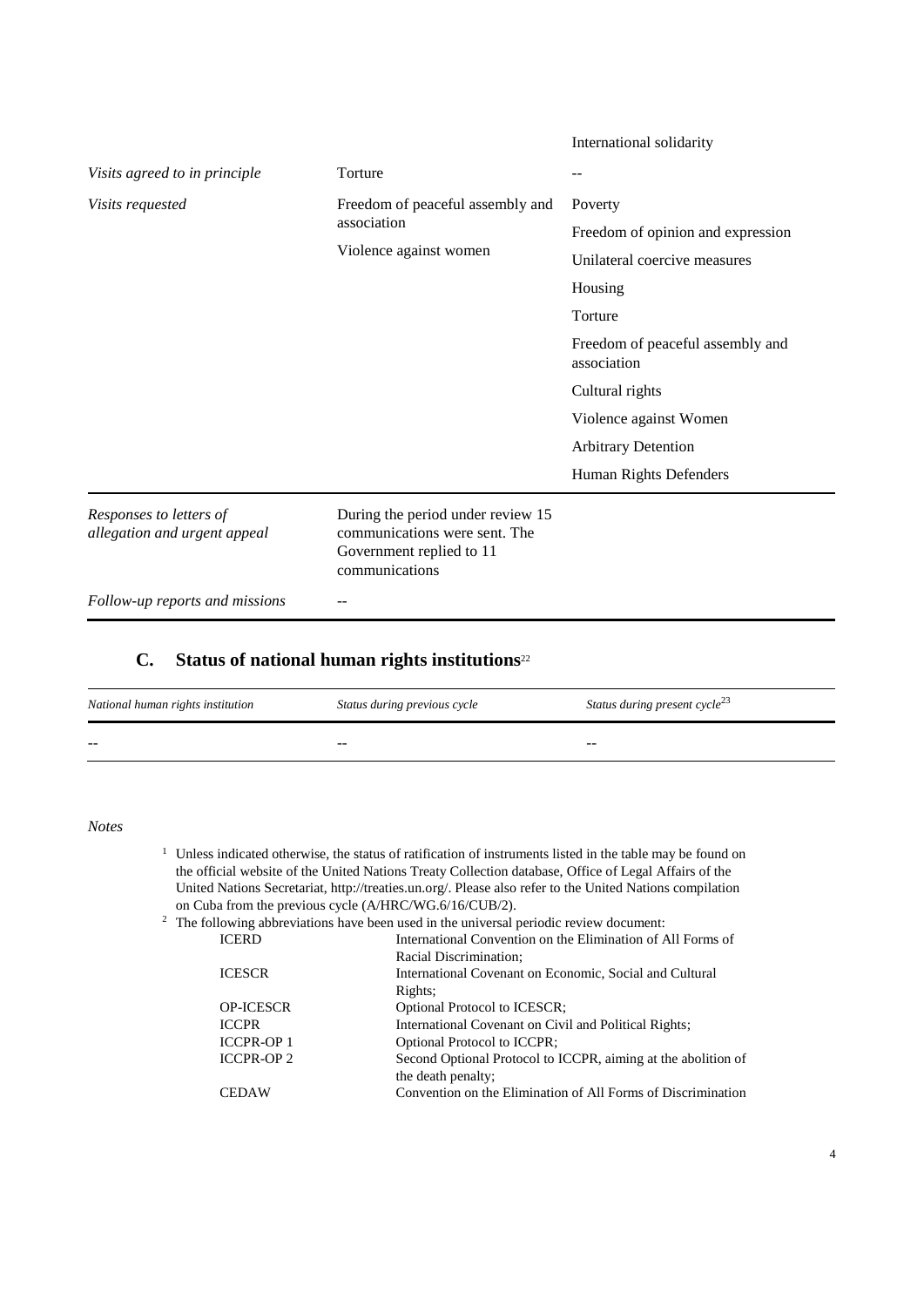| | | |
|---|---|---|
| | | International solidarity |
| *Visits agreed to in principle* | Torture | -- |
| *Visits requested* | Freedom of peaceful assembly and association<br>Violence against women | Poverty<br>Freedom of opinion and expression<br>Unilateral coercive measures<br>Housing<br>Torture<br>Freedom of peaceful assembly and association<br>Cultural rights<br>Violence against Women<br>Arbitrary Detention<br>Human Rights Defenders |
| *Responses to letters of allegation and urgent appeal* | During the period under review 15 communications were sent. The Government replied to 11 communications | |
| *Follow-up reports and missions* | -- | |

## C. Status of national human rights institutions[22]

| *National human rights institution* | *Status during previous cycle* | *Status during present cycle*[23] |
|---|---|---|
| -- | -- | -- |

*Notes*

[1] Unless indicated otherwise, the status of ratification of instruments listed in the table may be found on the official website of the United Nations Treaty Collection database, Office of Legal Affairs of the United Nations Secretariat, http://treaties.un.org/. Please also refer to the United Nations compilation on Cuba from the previous cycle (A/HRC/WG.6/16/CUB/2).

[2] The following abbreviations have been used in the universal periodic review document:

| | |
|---|---|
| ICERD | International Convention on the Elimination of All Forms of Racial Discrimination; |
| ICESCR | International Covenant on Economic, Social and Cultural Rights; |
| OP-ICESCR | Optional Protocol to ICESCR; |
| ICCPR | International Covenant on Civil and Political Rights; |
| ICCPR-OP 1 | Optional Protocol to ICCPR; |
| ICCPR-OP 2 | Second Optional Protocol to ICCPR, aiming at the abolition of the death penalty; |
| CEDAW | Convention on the Elimination of All Forms of Discrimination |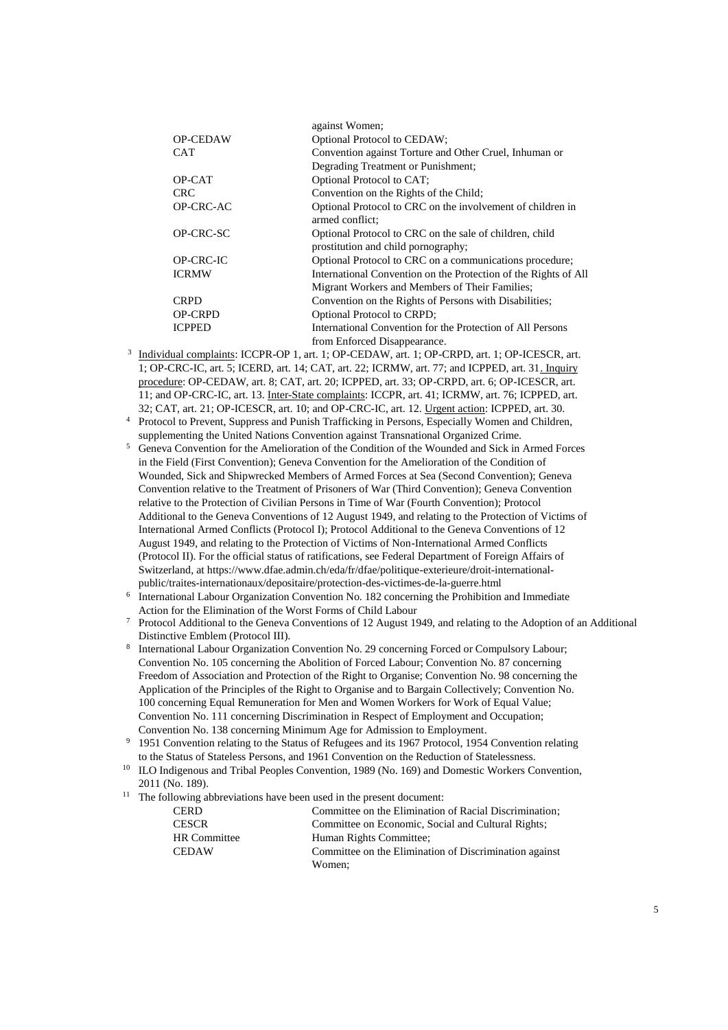| | |
|---|---|
| | against Women; |
| OP-CEDAW | Optional Protocol to CEDAW; |
| CAT | Convention against Torture and Other Cruel, Inhuman or Degrading Treatment or Punishment; |
| OP-CAT | Optional Protocol to CAT; |
| CRC | Convention on the Rights of the Child; |
| OP-CRC-AC | Optional Protocol to CRC on the involvement of children in armed conflict; |
| OP-CRC-SC | Optional Protocol to CRC on the sale of children, child prostitution and child pornography; |
| OP-CRC-IC | Optional Protocol to CRC on a communications procedure; |
| ICRMW | International Convention on the Protection of the Rights of All Migrant Workers and Members of Their Families; |
| CRPD | Convention on the Rights of Persons with Disabilities; |
| OP-CRPD | Optional Protocol to CRPD; |
| ICPPED | International Convention for the Protection of All Persons from Enforced Disappearance. |

[3] Individual complaints: ICCPR-OP 1, art. 1; OP-CEDAW, art. 1; OP-CRPD, art. 1; OP-ICESCR, art. 1; OP-CRC-IC, art. 5; ICERD, art. 14; CAT, art. 22; ICRMW, art. 77; and ICPPED, art. 31. Inquiry procedure: OP-CEDAW, art. 8; CAT, art. 20; ICPPED, art. 33; OP-CRPD, art. 6; OP-ICESCR, art. 11; and OP-CRC-IC, art. 13. Inter-State complaints: ICCPR, art. 41; ICRMW, art. 76; ICPPED, art. 32; CAT, art. 21; OP-ICESCR, art. 10; and OP-CRC-IC, art. 12. Urgent action: ICPPED, art. 30.

[4] Protocol to Prevent, Suppress and Punish Trafficking in Persons, Especially Women and Children, supplementing the United Nations Convention against Transnational Organized Crime.

[5] Geneva Convention for the Amelioration of the Condition of the Wounded and Sick in Armed Forces in the Field (First Convention); Geneva Convention for the Amelioration of the Condition of Wounded, Sick and Shipwrecked Members of Armed Forces at Sea (Second Convention); Geneva Convention relative to the Treatment of Prisoners of War (Third Convention); Geneva Convention relative to the Protection of Civilian Persons in Time of War (Fourth Convention); Protocol Additional to the Geneva Conventions of 12 August 1949, and relating to the Protection of Victims of International Armed Conflicts (Protocol I); Protocol Additional to the Geneva Conventions of 12 August 1949, and relating to the Protection of Victims of Non-International Armed Conflicts (Protocol II). For the official status of ratifications, see Federal Department of Foreign Affairs of Switzerland, at https://www.dfae.admin.ch/eda/fr/dfae/politique-exterieure/droit-international-public/traites-internationaux/depositaire/protection-des-victimes-de-la-guerre.html

[6] International Labour Organization Convention No. 182 concerning the Prohibition and Immediate Action for the Elimination of the Worst Forms of Child Labour

[7] Protocol Additional to the Geneva Conventions of 12 August 1949, and relating to the Adoption of an Additional Distinctive Emblem (Protocol III).

[8] International Labour Organization Convention No. 29 concerning Forced or Compulsory Labour; Convention No. 105 concerning the Abolition of Forced Labour; Convention No. 87 concerning Freedom of Association and Protection of the Right to Organise; Convention No. 98 concerning the Application of the Principles of the Right to Organise and to Bargain Collectively; Convention No. 100 concerning Equal Remuneration for Men and Women Workers for Work of Equal Value; Convention No. 111 concerning Discrimination in Respect of Employment and Occupation; Convention No. 138 concerning Minimum Age for Admission to Employment.

[9] 1951 Convention relating to the Status of Refugees and its 1967 Protocol, 1954 Convention relating to the Status of Stateless Persons, and 1961 Convention on the Reduction of Statelessness.

[10] ILO Indigenous and Tribal Peoples Convention, 1989 (No. 169) and Domestic Workers Convention, 2011 (No. 189).

[11] The following abbreviations have been used in the present document:

| | |
|---|---|
| CERD | Committee on the Elimination of Racial Discrimination; |
| CESCR | Committee on Economic, Social and Cultural Rights; |
| HR Committee | Human Rights Committee; |
| CEDAW | Committee on the Elimination of Discrimination against Women; |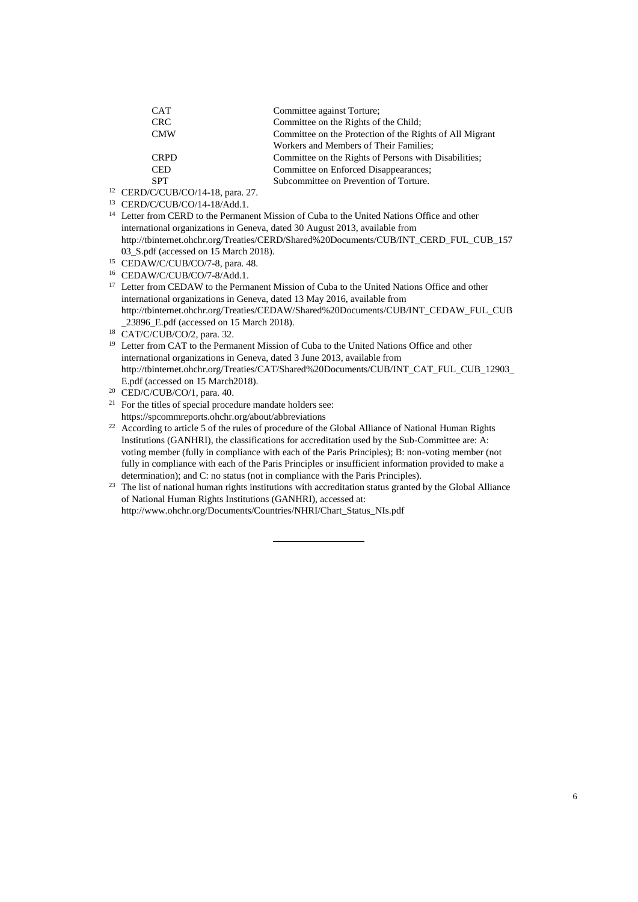| | |
|---|---|
| CAT | Committee against Torture; |
| CRC | Committee on the Rights of the Child; |
| CMW | Committee on the Protection of the Rights of All Migrant Workers and Members of Their Families; |
| CRPD | Committee on the Rights of Persons with Disabilities; |
| CED | Committee on Enforced Disappearances; |
| SPT | Subcommittee on Prevention of Torture. |

[12] CERD/C/CUB/CO/14-18, para. 27.

[13] CERD/C/CUB/CO/14-18/Add.1.

[14] Letter from CERD to the Permanent Mission of Cuba to the United Nations Office and other international organizations in Geneva, dated 30 August 2013, available from http://tbinternet.ohchr.org/Treaties/CERD/Shared%20Documents/CUB/INT_CERD_FUL_CUB_15703_S.pdf (accessed on 15 March 2018).

[15] CEDAW/C/CUB/CO/7-8, para. 48.

[16] CEDAW/C/CUB/CO/7-8/Add.1.

[17] Letter from CEDAW to the Permanent Mission of Cuba to the United Nations Office and other international organizations in Geneva, dated 13 May 2016, available from http://tbinternet.ohchr.org/Treaties/CEDAW/Shared%20Documents/CUB/INT_CEDAW_FUL_CUB_23896_E.pdf (accessed on 15 March 2018).

[18] CAT/C/CUB/CO/2, para. 32.

[19] Letter from CAT to the Permanent Mission of Cuba to the United Nations Office and other international organizations in Geneva, dated 3 June 2013, available from http://tbinternet.ohchr.org/Treaties/CAT/Shared%20Documents/CUB/INT_CAT_FUL_CUB_12903_E.pdf (accessed on 15 March2018).

[20] CED/C/CUB/CO/1, para. 40.

[21] For the titles of special procedure mandate holders see: https://spcommreports.ohchr.org/about/abbreviations

[22] According to article 5 of the rules of procedure of the Global Alliance of National Human Rights Institutions (GANHRI), the classifications for accreditation used by the Sub-Committee are: A: voting member (fully in compliance with each of the Paris Principles); B: non-voting member (not fully in compliance with each of the Paris Principles or insufficient information provided to make a determination); and C: no status (not in compliance with the Paris Principles).

[23] The list of national human rights institutions with accreditation status granted by the Global Alliance of National Human Rights Institutions (GANHRI), accessed at: http://www.ohchr.org/Documents/Countries/NHRI/Chart_Status_NIs.pdf